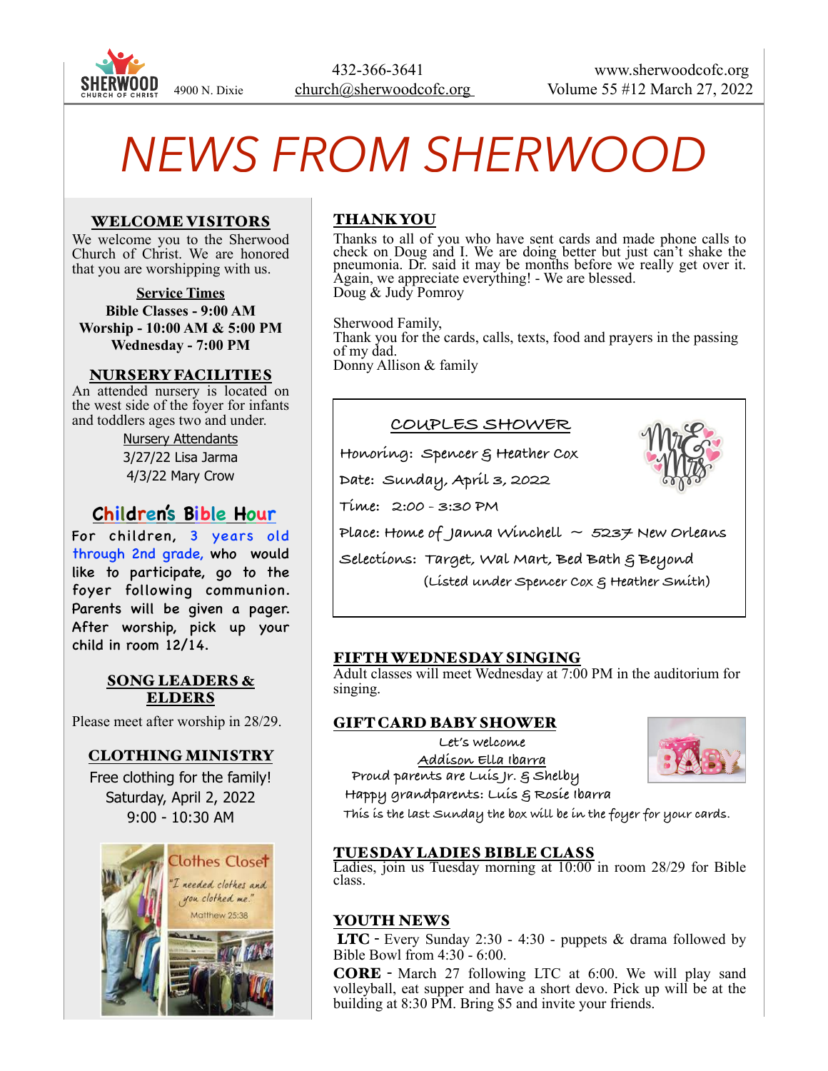4900 N. Dixie

432-366-3641
church@sherwoodcofc.org

www.sherwoodcofc.org
Volume 55 #12 March 27, 2022

# NEWS FROM SHERWOOD

## WELCOME VISITORS

We welcome you to the Sherwood Church of Christ. We are honored that you are worshipping with us.

**Service Times**

**Bible Classes - 9:00 AM**
**Worship - 10:00 AM & 5:00 PM**
**Wednesday - 7:00 PM**

## NURSERY FACILITIES

An attended nursery is located on the west side of the foyer for infants and toddlers ages two and under.

Nursery Attendants
3/27/22 Lisa Jarma
4/3/22 Mary Crow

## Children's Bible Hour

For children, 3 years old through 2nd grade, who would like to participate, go to the foyer following communion. Parents will be given a pager. After worship, pick up your child in room 12/14.

## SONG LEADERS & ELDERS

Please meet after worship in 28/29.

## CLOTHING MINISTRY

Free clothing for the family!
Saturday, April 2, 2022
9:00 - 10:30 AM

Clothes Closet
"I needed clothes and you clothed me."
Matthew 25:38

## THANK YOU

Thanks to all of you who have sent cards and made phone calls to check on Doug and I. We are doing better but just can't shake the pneumonia. Dr. said it may be months before we really get over it. Again, we appreciate everything! - We are blessed.
Doug & Judy Pomroy

Sherwood Family,
Thank you for the cards, calls, texts, food and prayers in the passing of my dad.
Donny Allison & family

## COUPLES SHOWER

Honoring: Spencer & Heather Cox

Date: Sunday, April 3, 2022

Time: 2:00 - 3:30 PM

Place: Home of Janna Winchell ~ 5237 New Orleans

Selections: Target, Wal Mart, Bed Bath & Beyond
(Listed under Spencer Cox & Heather Smith)

## FIFTH WEDNESDAY SINGING

Adult classes will meet Wednesday at 7:00 PM in the auditorium for singing.

## GIFT CARD BABY SHOWER

Let's welcome
Addison Ella Ibarra
Proud parents are Luis Jr. & Shelby
Happy grandparents: Luis & Rosie Ibarra
This is the last Sunday the box will be in the foyer for your cards.

## TUESDAY LADIES BIBLE CLASS

Ladies, join us Tuesday morning at 10:00 in room 28/29 for Bible class.

## YOUTH NEWS

**LTC** - Every Sunday 2:30 - 4:30 - puppets & drama followed by Bible Bowl from 4:30 - 6:00.

**CORE** - March 27 following LTC at 6:00. We will play sand volleyball, eat supper and have a short devo. Pick up will be at the building at 8:30 PM. Bring $5 and invite your friends.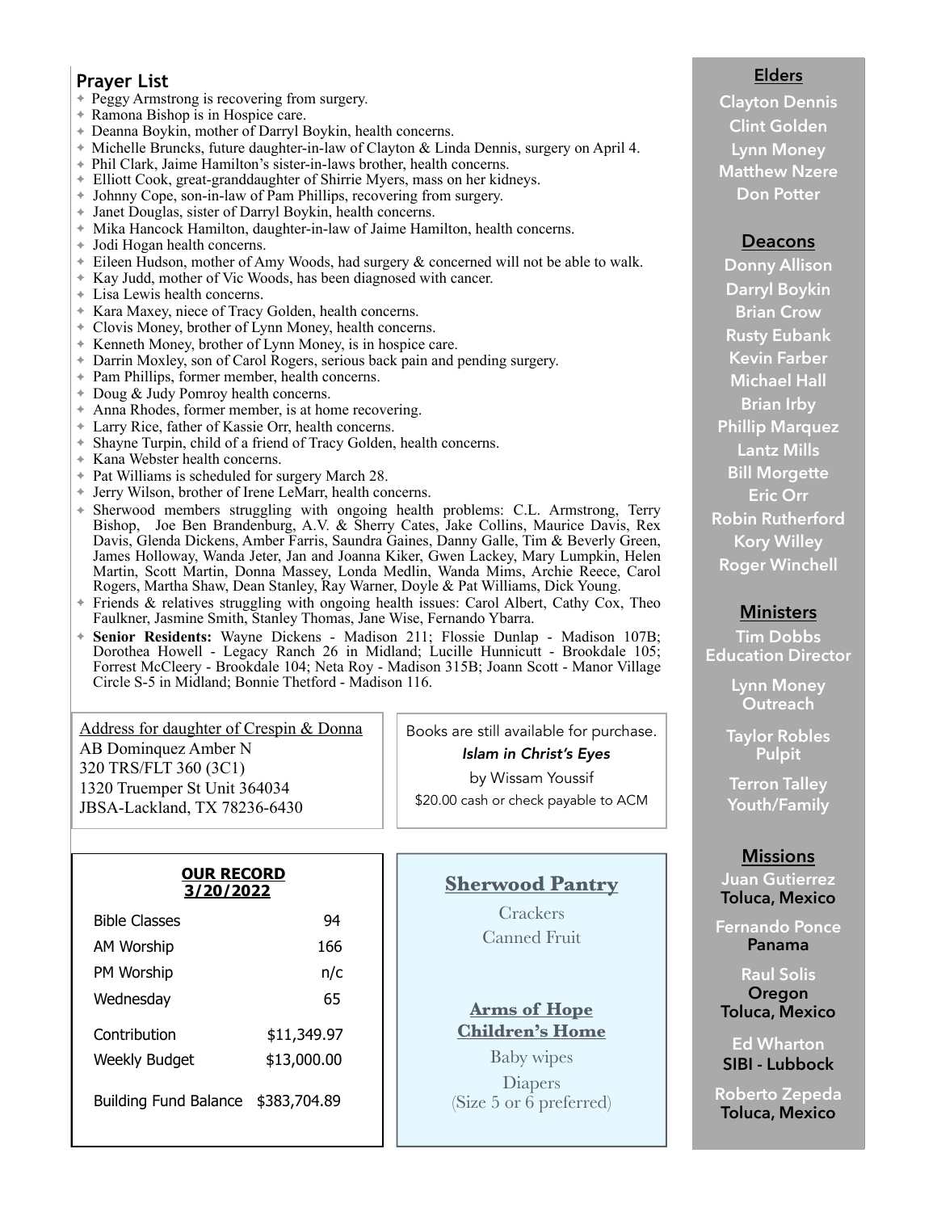## Prayer List

- Peggy Armstrong is recovering from surgery.
- Ramona Bishop is in Hospice care.
- Deanna Boykin, mother of Darryl Boykin, health concerns.
- Michelle Bruncks, future daughter-in-law of Clayton & Linda Dennis, surgery on April 4.
- Phil Clark, Jaime Hamilton's sister-in-laws brother, health concerns.
- Elliott Cook, great-granddaughter of Shirrie Myers, mass on her kidneys.
- Johnny Cope, son-in-law of Pam Phillips, recovering from surgery.
- Janet Douglas, sister of Darryl Boykin, health concerns.
- Mika Hancock Hamilton, daughter-in-law of Jaime Hamilton, health concerns.
- Jodi Hogan health concerns.
- Eileen Hudson, mother of Amy Woods, had surgery & concerned will not be able to walk.
- Kay Judd, mother of Vic Woods, has been diagnosed with cancer.
- Lisa Lewis health concerns.
- Kara Maxey, niece of Tracy Golden, health concerns.
- Clovis Money, brother of Lynn Money, health concerns.
- Kenneth Money, brother of Lynn Money, is in hospice care.
- Darrin Moxley, son of Carol Rogers, serious back pain and pending surgery.
- Pam Phillips, former member, health concerns.
- Doug & Judy Pomroy health concerns.
- Anna Rhodes, former member, is at home recovering.
- Larry Rice, father of Kassie Orr, health concerns.
- Shayne Turpin, child of a friend of Tracy Golden, health concerns.
- Kana Webster health concerns.
- Pat Williams is scheduled for surgery March 28.
- Jerry Wilson, brother of Irene LeMarr, health concerns.
- Sherwood members struggling with ongoing health problems: C.L. Armstrong, Terry Bishop, Joe Ben Brandenburg, A.V. & Sherry Cates, Jake Collins, Maurice Davis, Rex Davis, Glenda Dickens, Amber Farris, Saundra Gaines, Danny Galle, Tim & Beverly Green, James Holloway, Wanda Jeter, Jan and Joanna Kiker, Gwen Lackey, Mary Lumpkin, Helen Martin, Scott Martin, Donna Massey, Londa Medlin, Wanda Mims, Archie Reece, Carol Rogers, Martha Shaw, Dean Stanley, Ray Warner, Doyle & Pat Williams, Dick Young.
- Friends & relatives struggling with ongoing health issues: Carol Albert, Cathy Cox, Theo Faulkner, Jasmine Smith, Stanley Thomas, Jane Wise, Fernando Ybarra.
- **Senior Residents:** Wayne Dickens - Madison 211; Flossie Dunlap - Madison 107B; Dorothea Howell - Legacy Ranch 26 in Midland; Lucille Hunnicutt - Brookdale 105; Forrest McCleery - Brookdale 104; Neta Roy - Madison 315B; Joann Scott - Manor Village Circle S-5 in Midland; Bonnie Thetford - Madison 116.

Address for daughter of Crespin & Donna
AB Dominquez Amber N
320 TRS/FLT 360 (3C1)
1320 Truemper St Unit 364034
JBSA-Lackland, TX 78236-6430

Books are still available for purchase.
*Islam in Christ's Eyes*
by Wissam Youssif
$20.00 cash or check payable to ACM

**OUR RECORD**
**3/20/2022**

| | |
|---|---|
| Bible Classes | 94 |
| AM Worship | 166 |
| PM Worship | n/c |
| Wednesday | 65 |
| Contribution | $11,349.97 |
| Weekly Budget | $13,000.00 |
| Building Fund Balance | $383,704.89 |

### Sherwood Pantry

Crackers
Canned Fruit

### Arms of Hope Children's Home

Baby wipes
Diapers
(Size 5 or 6 preferred)

### Elders

Clayton Dennis
Clint Golden
Lynn Money
Matthew Nzere
Don Potter

### Deacons

Donny Allison
Darryl Boykin
Brian Crow
Rusty Eubank
Kevin Farber
Michael Hall
Brian Irby
Phillip Marquez
Lantz Mills
Bill Morgette
Eric Orr
Robin Rutherford
Kory Willey
Roger Winchell

### Ministers

Tim Dobbs
Education Director

Lynn Money
Outreach

Taylor Robles
Pulpit

Terron Talley
Youth/Family

### Missions

Juan Gutierrez
Toluca, Mexico

Fernando Ponce
Panama

Raul Solis
Oregon
Toluca, Mexico

Ed Wharton
SIBI - Lubbock

Roberto Zepeda
Toluca, Mexico